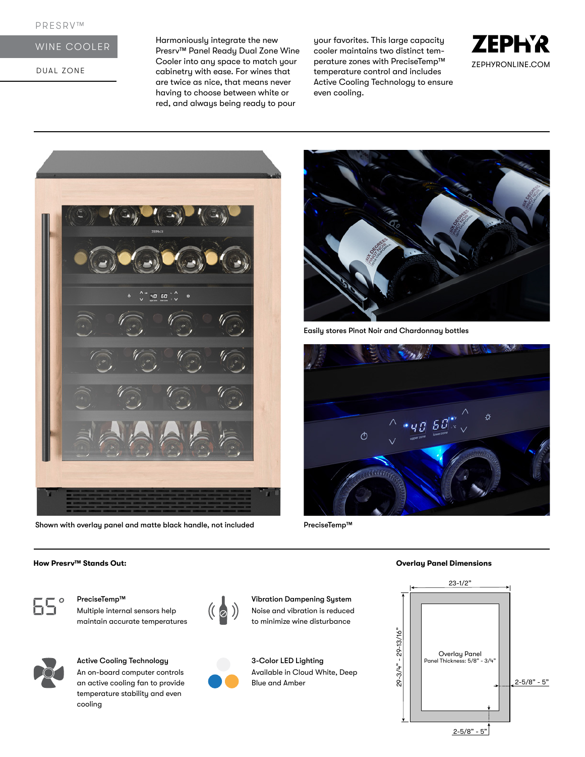PRESRV™

# WINE COOLER

DUAL ZONE

Harmoniously integrate the new Presrv™ Panel Ready Dual Zone Wine Cooler into any space to match your cabinetry with ease. For wines that are twice as nice, that means never having to choose between white or red, and always being ready to pour your favorites. This large capacity cooler maintains two distinct temperature zones with PreciseTemp™ temperature control and includes Active Cooling Technology to ensure even cooling.

ZEPHYR

ZEPHYRONLINE.COM

Shown with overlay panel and matte black handle, not included

Easily stores Pinot Noir and Chardonnay bottles

PreciseTemp™

**How Presrv™ Stands Out:**

**PreciseTemp™**
Multiple internal sensors help maintain accurate temperatures

**Vibration Dampening System**
Noise and vibration is reduced to minimize wine disturbance

**Active Cooling Technology**
An on-board computer controls an active cooling fan to provide temperature stability and even cooling

**3-Color LED Lighting**
Available in Cloud White, Deep Blue and Amber

**Overlay Panel Dimensions**

Overlay Panel
Panel Thickness: 5/8" - 3/4"

23-1/2"

29-3/4" - 29-13/16"

2-5/8" - 5"

2-5/8" - 5"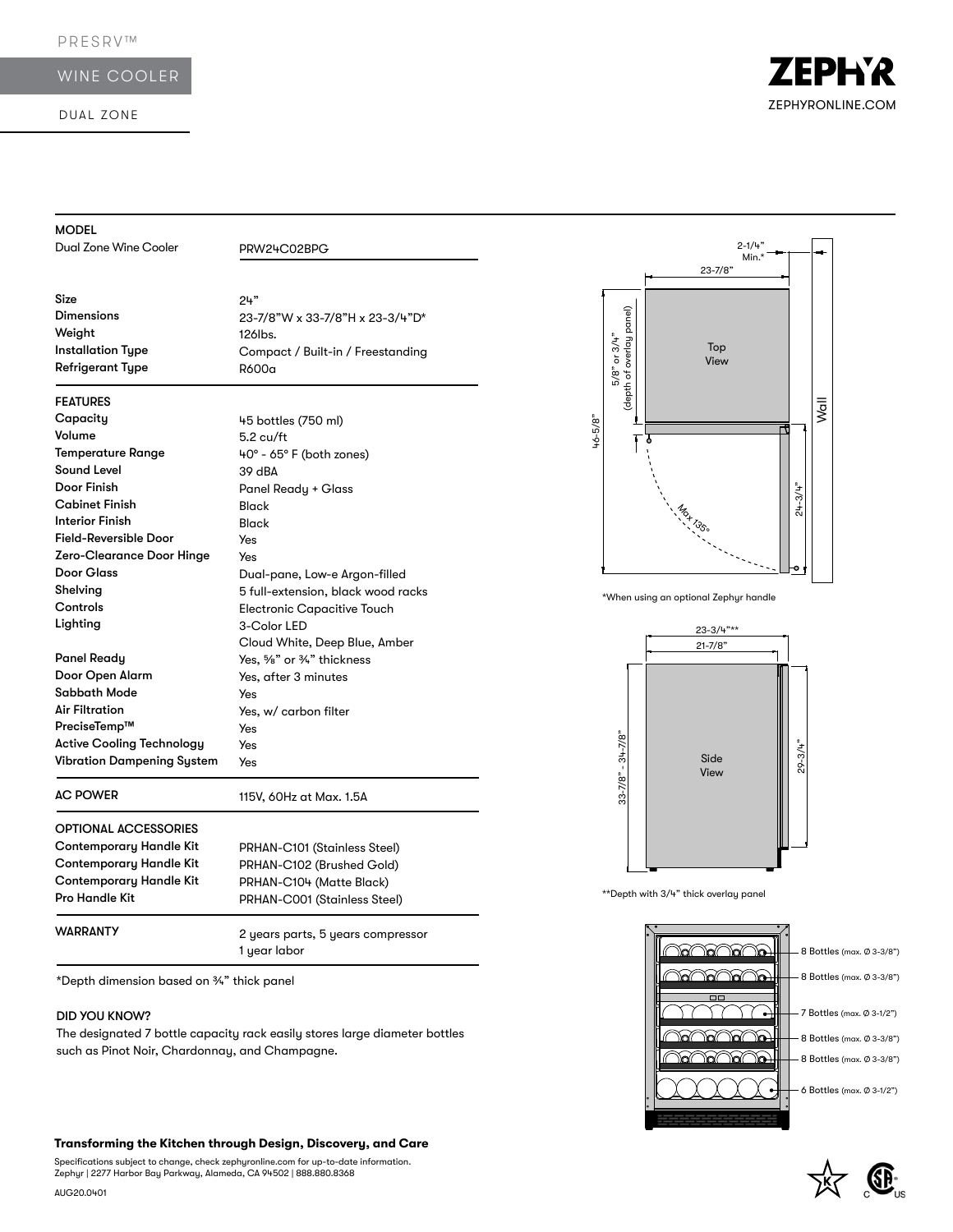PRESRV™

WINE COOLER

DUAL ZONE

ZEPHYR

ZEPHYRONLINE.COM

| MODEL | |
|---|---|
| Dual Zone Wine Cooler | PRW24C02BPG |

| | |
|---|---|
| Size | 24" |
| Dimensions | 23-7/8"W x 33-7/8"H x 23-3/4"D* |
| Weight | 126lbs. |
| Installation Type | Compact / Built-in / Freestanding |
| Refrigerant Type | R600a |

| FEATURES | |
|---|---|
| Capacity | 45 bottles (750 ml) |
| Volume | 5.2 cu/ft |
| Temperature Range | 40° - 65° F (both zones) |
| Sound Level | 39 dBA |
| Door Finish | Panel Ready + Glass |
| Cabinet Finish | Black |
| Interior Finish | Black |
| Field-Reversible Door | Yes |
| Zero-Clearance Door Hinge | Yes |
| Door Glass | Dual-pane, Low-e Argon-filled |
| Shelving | 5 full-extension, black wood racks |
| Controls | Electronic Capacitive Touch |
| Lighting | 3-Color LED<br>Cloud White, Deep Blue, Amber |
| Panel Ready | Yes, ⅝" or ¾" thickness |
| Door Open Alarm | Yes, after 3 minutes |
| Sabbath Mode | Yes |
| Air Filtration | Yes, w/ carbon filter |
| PreciseTemp™ | Yes |
| Active Cooling Technology | Yes |
| Vibration Dampening System | Yes |

| | |
|---|---|
| AC POWER | 115V, 60Hz at Max. 1.5A |

| OPTIONAL ACCESSORIES | |
|---|---|
| Contemporary Handle Kit | PRHAN-C101 (Stainless Steel) |
| Contemporary Handle Kit | PRHAN-C102 (Brushed Gold) |
| Contemporary Handle Kit | PRHAN-C104 (Matte Black) |
| Pro Handle Kit | PRHAN-C001 (Stainless Steel) |

| | |
|---|---|
| WARRANTY | 2 years parts, 5 years compressor<br>1 year labor |

*Depth dimension based on ¾" thick panel

DID YOU KNOW?

The designated 7 bottle capacity rack easily stores large diameter bottles such as Pinot Noir, Chardonnay, and Champagne.

2-1/4"
Min.*
23-7/8"
5/8" or 3/4"
(depth of overlay panel)
Top
View
46-5/8"
Wall
Max 135°
24-3/4"

*When using an optional Zephyr handle

23-3/4"**
21-7/8"
33-7/8" - 34-7/8"
Side
View
29-3/4"

**Depth with 3/4" thick overlay panel

8 Bottles (max. Ø 3-3/8")
8 Bottles (max. Ø 3-3/8")
7 Bottles (max. Ø 3-1/2")
8 Bottles (max. Ø 3-3/8")
8 Bottles (max. Ø 3-3/8")
6 Bottles (max. Ø 3-1/2")

**Transforming the Kitchen through Design, Discovery, and Care**

Specifications subject to change, check zephyronline.com for up-to-date information.
Zephyr | 2277 Harbor Bay Parkway, Alameda, CA 94502 | 888.880.8368

AUG20.0401